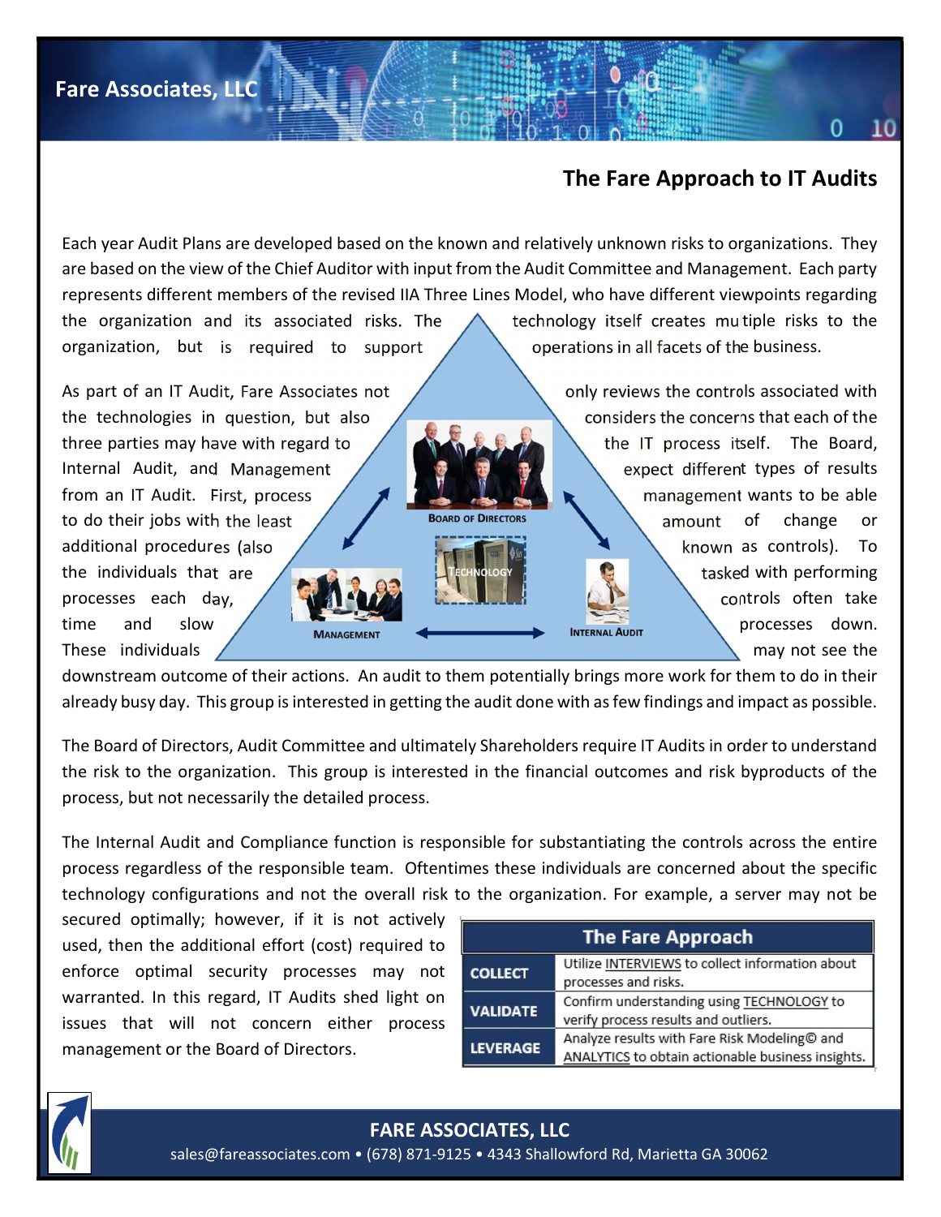## The Fare Approach to IT Audits

Each year Audit Plans are developed based on the known and relatively unknown risks to organizations. They are based on the view of the Chief Auditor with input from the Audit Committee and Management. Each party represents different members of the revised IIA Three Lines Model, who have different viewpoints regarding the organization and its associated risks. The technology itself creates mutiple risks to the organization, but is required to support operations in all facets of the business.

As part of an IT Audit, Fare Associates not only reviews the controls associated with the technologies in question, but also considers the concerns that each of the three parties may have with regard to the IT process itself. The Board, Internal Audit, and Management expect different types of results from an IT Audit. First, process management wants to be able to do their jobs with the least amount of change or additional procedures (also known as controls). To the individuals that are tasked with performing processes each day, controls often take time and slow processes down. These individuals may not see the downstream outcome of their actions. An audit to them potentially brings more work for them to do in their already busy day. This group is interested in getting the audit done with as few findings and impact as possible.

The Board of Directors, Audit Committee and ultimately Shareholders require IT Audits in order to understand the risk to the organization. This group is interested in the financial outcomes and risk byproducts of the process, but not necessarily the detailed process.

The Internal Audit and Compliance function is responsible for substantiating the controls across the entire process regardless of the responsible team. Oftentimes these individuals are concerned about the specific technology configurations and not the overall risk to the organization. For example, a server may not be secured optimally; however, if it is not actively used, then the additional effort (cost) required to enforce optimal security processes may not warranted. In this regard, IT Audits shed light on issues that will not concern either process management or the Board of Directors.

| The Fare Approach | |
|---|---|
| **COLLECT** | Utilize INTERVIEWS to collect information about processes and risks. |
| **VALIDATE** | Confirm understanding using TECHNOLOGY to verify process results and outliers. |
| **LEVERAGE** | Analyze results with Fare Risk Modeling© and ANALYTICS to obtain actionable business insights. |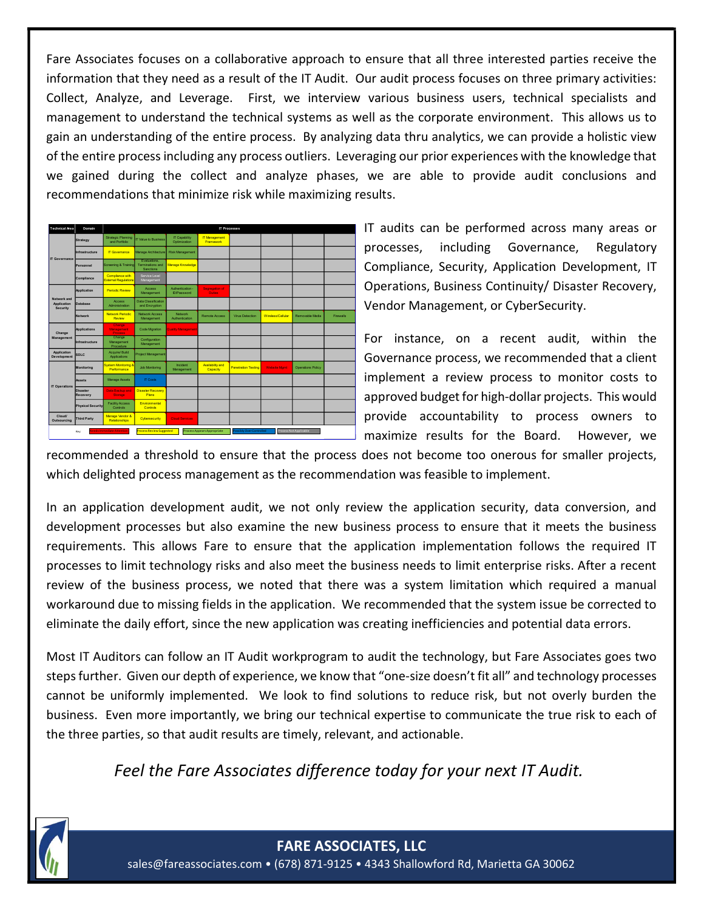Fare Associates focuses on a collaborative approach to ensure that all three interested parties receive the information that they need as a result of the IT Audit. Our audit process focuses on three primary activities: Collect, Analyze, and Leverage. First, we interview various business users, technical specialists and management to understand the technical systems as well as the corporate environment. This allows us to gain an understanding of the entire process. By analyzing data thru analytics, we can provide a holistic view of the entire process including any process outliers. Leveraging our prior experiences with the knowledge that we gained during the collect and analyze phases, we are able to provide audit conclusions and recommendations that minimize risk while maximizing results.

| Technical Area | Domain | IT Processes | | | | | | | |
|---|---|---|---|---|---|---|---|---|---|
| IT Governance | Strategy | Strategic Planning and Portfolio | IT Value to Business | IT Capability Optimization | IT Management Framework | | | | |
| | Infrastructure | IT Governance | Manage Architecture | Risk Management | | | | | |
| | Personnel | Screening & Training | Evaluations, Terminations and Sanctions | Manage Knowledge | | | | | |
| | Compliance | Compliance with External Regulations | Service Level Management | | | | | | |
| Network and Application Security | Application | Periodic Review | Access Management | Authentication - ID/Password | Segregation of Duties | | | | |
| | Database | Access Administration | Data Classification and Encryption | | | | | | |
| | Network | Network Periodic Review | Network Access Management | Network Authentication | Remote Access | Virus Detection | Wireless/Cellular | Removable Media | Firewalls |
| Change Management | Applications | Change Management Process | Code Migration | Quality Management | | | | | |
| | Infrastructure | Change Management Procedure | Configuration Management | | | | | | |
| Application Development | SDLC | Acquire/ Build Applications | Project Management | | | | | | |
| IT Operations | Monitoring | System Monitoring & Performance | Job Monitoring | Incident Management | Availability and Capacity | Penetration Testing | Website Mgmt | Operations Policy | |
| | Assets | Manage Assets | IT Costs | | | | | | |
| | Disaster Recovery | Data Backup and Storage | Disaster Recovery Plans | | | | | | |
| | Physical Security | Facility Access Controls | Environmental Controls | | | | | | |
| Cloud/ Outsourcing | Third Party | Manage Vendor & Relationships | Cybersecurity | Cloud Services | | | | | |

Key: Recommendations Identified | Process Review Suggested | Process Appears Appropriate | Possibly Over Controlled | Process Not Applicable

IT audits can be performed across many areas or processes, including Governance, Regulatory Compliance, Security, Application Development, IT Operations, Business Continuity/ Disaster Recovery, Vendor Management, or CyberSecurity.

For instance, on a recent audit, within the Governance process, we recommended that a client implement a review process to monitor costs to approved budget for high-dollar projects. This would provide accountability to process owners to maximize results for the Board. However, we recommended a threshold to ensure that the process does not become too onerous for smaller projects, which delighted process management as the recommendation was feasible to implement.

In an application development audit, we not only review the application security, data conversion, and development processes but also examine the new business process to ensure that it meets the business requirements. This allows Fare to ensure that the application implementation follows the required IT processes to limit technology risks and also meet the business needs to limit enterprise risks. After a recent review of the business process, we noted that there was a system limitation which required a manual workaround due to missing fields in the application. We recommended that the system issue be corrected to eliminate the daily effort, since the new application was creating inefficiencies and potential data errors.

Most IT Auditors can follow an IT Audit workprogram to audit the technology, but Fare Associates goes two steps further. Given our depth of experience, we know that "one-size doesn't fit all" and technology processes cannot be uniformly implemented. We look to find solutions to reduce risk, but not overly burden the business. Even more importantly, we bring our technical expertise to communicate the true risk to each of the three parties, so that audit results are timely, relevant, and actionable.

*Feel the Fare Associates difference today for your next IT Audit.*

**FARE ASSOCIATES, LLC**

sales@fareassociates.com • (678) 871-9125 • 4343 Shallowford Rd, Marietta GA 30062